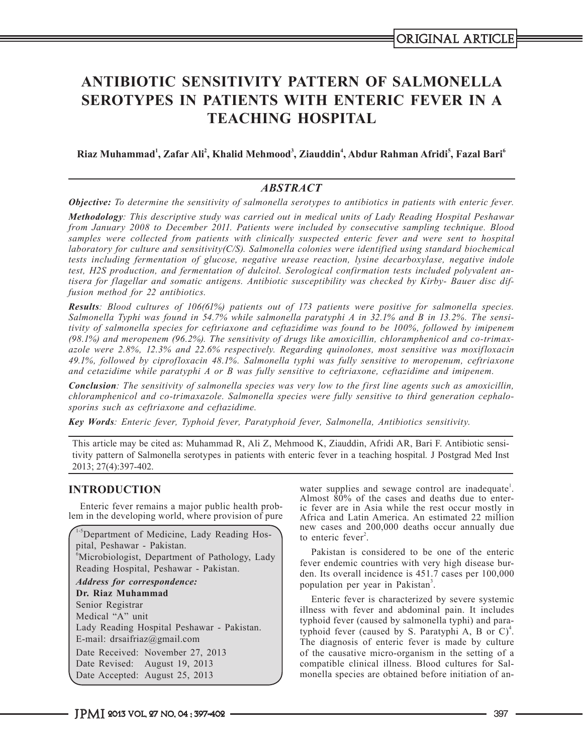ORIGINAL ARTICLE

# ANTIBIOTIC SENSITIVITY PATTERN OF SALMONELLA SEROTYPES IN PATIENTS WITH ENTERIC FEVER IN A TEACHING HOSPITAL

**Riaz Muhammad[1], Zafar Ali[2], Khalid Mehmood[3], Ziauddin[4], Abdur Rahman Afridi[5], Fazal Bari[6]**

## *ABSTRACT*

***Objective:*** *To determine the sensitivity of salmonella serotypes to antibiotics in patients with enteric fever.*

***Methodology****: This descriptive study was carried out in medical units of Lady Reading Hospital Peshawar from January 2008 to December 2011. Patients were included by consecutive sampling technique. Blood samples were collected from patients with clinically suspected enteric fever and were sent to hospital laboratory for culture and sensitivity(C/S). Salmonella colonies were identified using standard biochemical tests including fermentation of glucose, negative urease reaction, lysine decarboxylase, negative indole test, H2S production, and fermentation of dulcitol. Serological confirmation tests included polyvalent antisera for flagellar and somatic antigens. Antibiotic susceptibility was checked by Kirby- Bauer disc diffusion method for 22 antibiotics.*

***Results****: Blood cultures of 106(61%) patients out of 173 patients were positive for salmonella species. Salmonella Typhi was found in 54.7% while salmonella paratyphi A in 32.1% and B in 13.2%. The sensitivity of salmonella species for ceftriaxone and ceftazidime was found to be 100%, followed by imipenem (98.1%) and meropenem (96.2%). The sensitivity of drugs like amoxicillin, chloramphenicol and co-trimaxazole were 2.8%, 12.3% and 22.6% respectively. Regarding quinolones, most sensitive was moxifloxacin 49.1%, followed by ciprofloxacin 48.1%. Salmonella typhi was fully sensitive to meropenum, ceftriaxone and cetazidime while paratyphi A or B was fully sensitive to ceftriaxone, ceftazidime and imipenem.*

***Conclusion****: The sensitivity of salmonella species was very low to the first line agents such as amoxicillin, chloramphenicol and co-trimaxazole. Salmonella species were fully sensitive to third generation cephalosporins such as ceftriaxone and ceftazidime.*

***Key Words****: Enteric fever, Typhoid fever, Paratyphoid fever, Salmonella, Antibiotics sensitivity.*

This article may be cited as: Muhammad R, Ali Z, Mehmood K, Ziauddin, Afridi AR, Bari F. Antibiotic sensitivity pattern of Salmonella serotypes in patients with enteric fever in a teaching hospital. J Postgrad Med Inst 2013; 27(4):397-402.

## INTRODUCTION

Enteric fever remains a major public health problem in the developing world, where provision of pure water supplies and sewage control are inadequate[1]. Almost 80% of the cases and deaths due to enteric fever are in Asia while the rest occur mostly in Africa and Latin America. An estimated 22 million new cases and 200,000 deaths occur annually due to enteric fever[2].

Pakistan is considered to be one of the enteric fever endemic countries with very high disease burden. Its overall incidence is 451.7 cases per 100,000 population per year in Pakistan[3].

Enteric fever is characterized by severe systemic illness with fever and abdominal pain. It includes typhoid fever (caused by salmonella typhi) and paratyphoid fever (caused by S. Paratyphi A, B or C)[4]. The diagnosis of enteric fever is made by culture of the causative micro-organism in the setting of a compatible clinical illness. Blood cultures for Salmonella species are obtained before initiation of an-

[1-5]Department of Medicine, Lady Reading Hospital, Peshawar - Pakistan.
[6]Microbiologist, Department of Pathology, Lady Reading Hospital, Peshawar - Pakistan.

*Address for correspondence:*
**Dr. Riaz Muhammad**
Senior Registrar
Medical "A" unit
Lady Reading Hospital Peshawar - Pakistan.
E-mail: drsaifriaz@gmail.com

Date Received: November 27, 2013
Date Revised: August 19, 2013
Date Accepted: August 25, 2013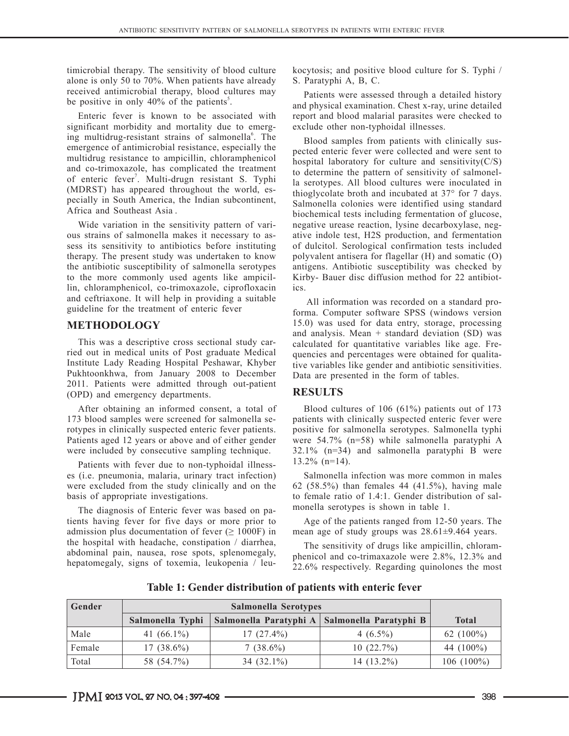timicrobial therapy. The sensitivity of blood culture alone is only 50 to 70%. When patients have already received antimicrobial therapy, blood cultures may be positive in only 40% of the patients[5].

Enteric fever is known to be associated with significant morbidity and mortality due to emerging multidrug-resistant strains of salmonella[6]. The emergence of antimicrobial resistance, especially the multidrug resistance to ampicillin, chloramphenicol and co-trimoxazole, has complicated the treatment of enteric fever[7]. Multi-drugn resistant S. Typhi (MDRST) has appeared throughout the world, especially in South America, the Indian subcontinent, Africa and Southeast Asia .

Wide variation in the sensitivity pattern of various strains of salmonella makes it necessary to assess its sensitivity to antibiotics before instituting therapy. The present study was undertaken to know the antibiotic susceptibility of salmonella serotypes to the more commonly used agents like ampicillin, chloramphenicol, co-trimoxazole, ciprofloxacin and ceftriaxone. It will help in providing a suitable guideline for the treatment of enteric fever

## METHODOLOGY

This was a descriptive cross sectional study carried out in medical units of Post graduate Medical Institute Lady Reading Hospital Peshawar, Khyber Pukhtoonkhwa, from January 2008 to December 2011. Patients were admitted through out-patient (OPD) and emergency departments.

After obtaining an informed consent, a total of 173 blood samples were screened for salmonella serotypes in clinically suspected enteric fever patients. Patients aged 12 years or above and of either gender were included by consecutive sampling technique.

Patients with fever due to non-typhoidal illnesses (i.e. pneumonia, malaria, urinary tract infection) were excluded from the study clinically and on the basis of appropriate investigations.

The diagnosis of Enteric fever was based on patients having fever for five days or more prior to admission plus documentation of fever (≥ 1000F) in the hospital with headache, constipation / diarrhea, abdominal pain, nausea, rose spots, splenomegaly, hepatomegaly, signs of toxemia, leukopenia / leukocytosis; and positive blood culture for S. Typhi / S. Paratyphi A, B, C.

Patients were assessed through a detailed history and physical examination. Chest x-ray, urine detailed report and blood malarial parasites were checked to exclude other non-typhoidal illnesses.

Blood samples from patients with clinically suspected enteric fever were collected and were sent to hospital laboratory for culture and sensitivity(C/S) to determine the pattern of sensitivity of salmonella serotypes. All blood cultures were inoculated in thioglycolate broth and incubated at 37° for 7 days. Salmonella colonies were identified using standard biochemical tests including fermentation of glucose, negative urease reaction, lysine decarboxylase, negative indole test, H2S production, and fermentation of dulcitol. Serological confirmation tests included polyvalent antisera for flagellar (H) and somatic (O) antigens. Antibiotic susceptibility was checked by Kirby- Bauer disc diffusion method for 22 antibiotics.

All information was recorded on a standard proforma. Computer software SPSS (windows version 15.0) was used for data entry, storage, processing and analysis. Mean + standard deviation (SD) was calculated for quantitative variables like age. Frequencies and percentages were obtained for qualitative variables like gender and antibiotic sensitivities. Data are presented in the form of tables.

## RESULTS

Blood cultures of 106 (61%) patients out of 173 patients with clinically suspected enteric fever were positive for salmonella serotypes. Salmonella typhi were 54.7% (n=58) while salmonella paratyphi A 32.1% (n=34) and salmonella paratyphi B were 13.2% (n=14).

Salmonella infection was more common in males 62 (58.5%) than females 44 (41.5%), having male to female ratio of 1.4:1. Gender distribution of salmonella serotypes is shown in table 1.

Age of the patients ranged from 12-50 years. The mean age of study groups was 28.61±9.464 years.

The sensitivity of drugs like ampicillin, chloramphenicol and co-trimaxazole were 2.8%, 12.3% and 22.6% respectively. Regarding quinolones the most

**Table 1: Gender distribution of patients with enteric fever**

| Gender | Salmonella Serotypes | | | |
|---|---|---|---|---|
| | Salmonella Typhi | Salmonella Paratyphi A | Salmonella Paratyphi B | Total |
| Male | 41 (66.1%) | 17 (27.4%) | 4 (6.5%) | 62 (100%) |
| Female | 17 (38.6%) | 7 (38.6%) | 10 (22.7%) | 44 (100%) |
| Total | 58 (54.7%) | 34 (32.1%) | 14 (13.2%) | 106 (100%) |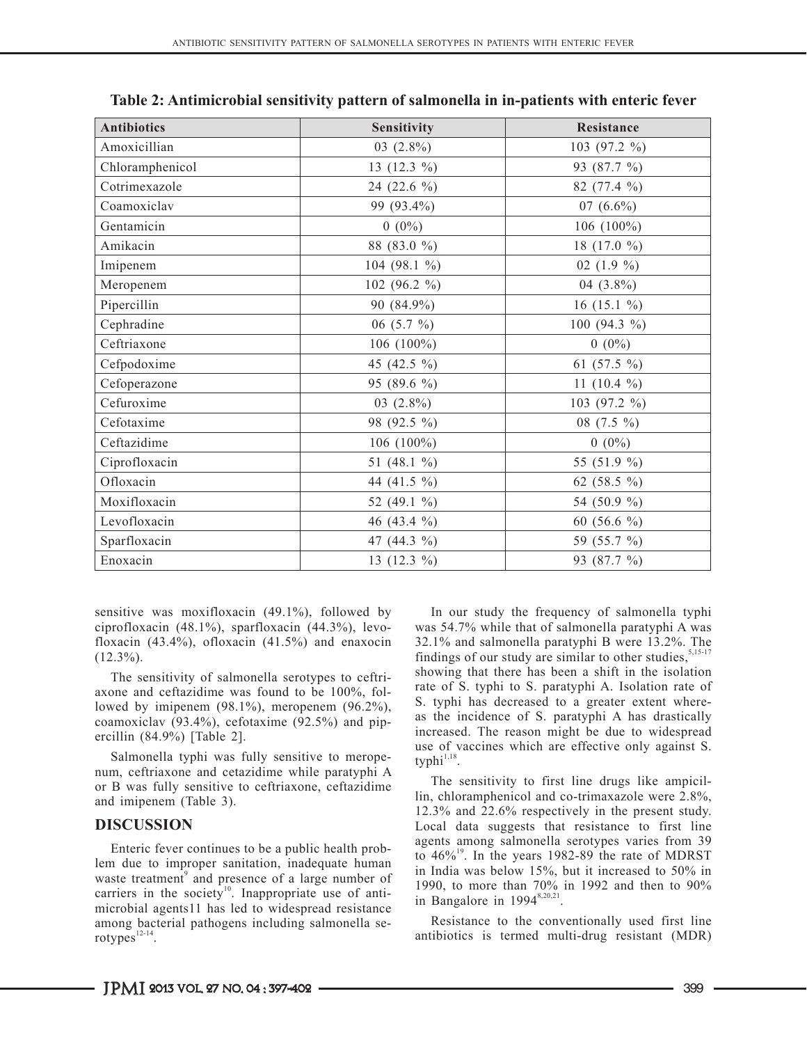**Table 2: Antimicrobial sensitivity pattern of salmonella in in-patients with enteric fever**

| Antibiotics | Sensitivity | Resistance |
|---|---|---|
| Amoxicillian | 03 (2.8%) | 103 (97.2 %) |
| Chloramphenicol | 13 (12.3 %) | 93 (87.7 %) |
| Cotrimexazole | 24 (22.6 %) | 82 (77.4 %) |
| Coamoxiclav | 99 (93.4%) | 07 (6.6%) |
| Gentamicin | 0 (0%) | 106 (100%) |
| Amikacin | 88 (83.0 %) | 18 (17.0 %) |
| Imipenem | 104 (98.1 %) | 02 (1.9 %) |
| Meropenem | 102 (96.2 %) | 04 (3.8%) |
| Pipercillin | 90 (84.9%) | 16 (15.1 %) |
| Cephradine | 06 (5.7 %) | 100 (94.3 %) |
| Ceftriaxone | 106 (100%) | 0 (0%) |
| Cefpodoxime | 45 (42.5 %) | 61 (57.5 %) |
| Cefoperazone | 95 (89.6 %) | 11 (10.4 %) |
| Cefuroxime | 03 (2.8%) | 103 (97.2 %) |
| Cefotaxime | 98 (92.5 %) | 08 (7.5 %) |
| Ceftazidime | 106 (100%) | 0 (0%) |
| Ciprofloxacin | 51 (48.1 %) | 55 (51.9 %) |
| Ofloxacin | 44 (41.5 %) | 62 (58.5 %) |
| Moxifloxacin | 52 (49.1 %) | 54 (50.9 %) |
| Levofloxacin | 46 (43.4 %) | 60 (56.6 %) |
| Sparfloxacin | 47 (44.3 %) | 59 (55.7 %) |
| Enoxacin | 13 (12.3 %) | 93 (87.7 %) |

sensitive was moxifloxacin (49.1%), followed by ciprofloxacin (48.1%), sparfloxacin (44.3%), levofloxacin (43.4%), ofloxacin (41.5%) and enaxocin (12.3%).

The sensitivity of salmonella serotypes to ceftriaxone and ceftazidime was found to be 100%, followed by imipenem (98.1%), meropenem (96.2%), coamoxiclav (93.4%), cefotaxime (92.5%) and pipercillin (84.9%) [Table 2].

Salmonella typhi was fully sensitive to meropenum, ceftriaxone and cetazidime while paratyphi A or B was fully sensitive to ceftriaxone, ceftazidime and imipenem (Table 3).

## DISCUSSION

Enteric fever continues to be a public health problem due to improper sanitation, inadequate human waste treatment[9] and presence of a large number of carriers in the society[10]. Inappropriate use of antimicrobial agents11 has led to widespread resistance among bacterial pathogens including salmonella serotypes[12-14].

In our study the frequency of salmonella typhi was 54.7% while that of salmonella paratyphi A was 32.1% and salmonella paratyphi B were 13.2%. The findings of our study are similar to other studies,[5,15-17] showing that there has been a shift in the isolation rate of S. typhi to S. paratyphi A. Isolation rate of S. typhi has decreased to a greater extent whereas the incidence of S. paratyphi A has drastically increased. The reason might be due to widespread use of vaccines which are effective only against S. typhi[1,18].

The sensitivity to first line drugs like ampicillin, chloramphenicol and co-trimaxazole were 2.8%, 12.3% and 22.6% respectively in the present study. Local data suggests that resistance to first line agents among salmonella serotypes varies from 39 to 46%[19]. In the years 1982-89 the rate of MDRST in India was below 15%, but it increased to 50% in 1990, to more than 70% in 1992 and then to 90% in Bangalore in 1994[8,20,21].

Resistance to the conventionally used first line antibiotics is termed multi-drug resistant (MDR)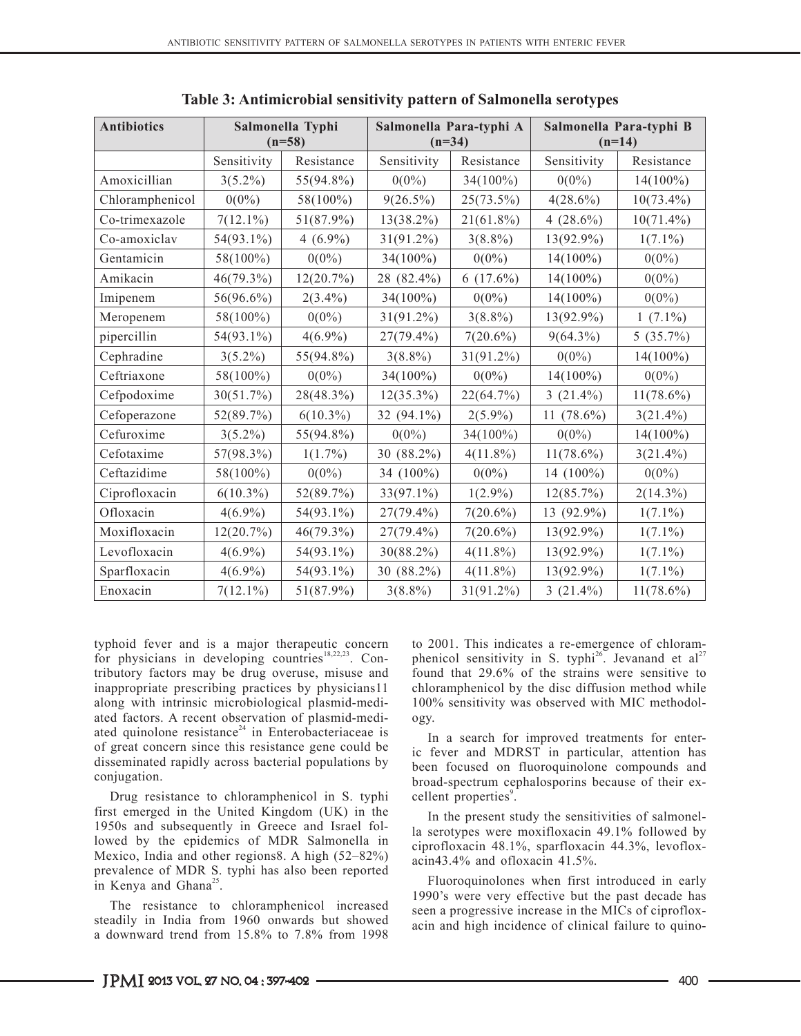**Table 3: Antimicrobial sensitivity pattern of Salmonella serotypes**

| Antibiotics | Salmonella Typhi (n=58) | | Salmonella Para-typhi A (n=34) | | Salmonella Para-typhi B (n=14) | |
|---|---|---|---|---|---|---|
| | Sensitivity | Resistance | Sensitivity | Resistance | Sensitivity | Resistance |
| Amoxicillian | 3(5.2%) | 55(94.8%) | 0(0%) | 34(100%) | 0(0%) | 14(100%) |
| Chloramphenicol | 0(0%) | 58(100%) | 9(26.5%) | 25(73.5%) | 4(28.6%) | 10(73.4%) |
| Co-trimexazole | 7(12.1%) | 51(87.9%) | 13(38.2%) | 21(61.8%) | 4 (28.6%) | 10(71.4%) |
| Co-amoxiclav | 54(93.1%) | 4 (6.9%) | 31(91.2%) | 3(8.8%) | 13(92.9%) | 1(7.1%) |
| Gentamicin | 58(100%) | 0(0%) | 34(100%) | 0(0%) | 14(100%) | 0(0%) |
| Amikacin | 46(79.3%) | 12(20.7%) | 28 (82.4%) | 6 (17.6%) | 14(100%) | 0(0%) |
| Imipenem | 56(96.6%) | 2(3.4%) | 34(100%) | 0(0%) | 14(100%) | 0(0%) |
| Meropenem | 58(100%) | 0(0%) | 31(91.2%) | 3(8.8%) | 13(92.9%) | 1 (7.1%) |
| pipercillin | 54(93.1%) | 4(6.9%) | 27(79.4%) | 7(20.6%) | 9(64.3%) | 5 (35.7%) |
| Cephradine | 3(5.2%) | 55(94.8%) | 3(8.8%) | 31(91.2%) | 0(0%) | 14(100%) |
| Ceftriaxone | 58(100%) | 0(0%) | 34(100%) | 0(0%) | 14(100%) | 0(0%) |
| Cefpodoxime | 30(51.7%) | 28(48.3%) | 12(35.3%) | 22(64.7%) | 3 (21.4%) | 11(78.6%) |
| Cefoperazone | 52(89.7%) | 6(10.3%) | 32 (94.1%) | 2(5.9%) | 11 (78.6%) | 3(21.4%) |
| Cefuroxime | 3(5.2%) | 55(94.8%) | 0(0%) | 34(100%) | 0(0%) | 14(100%) |
| Cefotaxime | 57(98.3%) | 1(1.7%) | 30 (88.2%) | 4(11.8%) | 11(78.6%) | 3(21.4%) |
| Ceftazidime | 58(100%) | 0(0%) | 34 (100%) | 0(0%) | 14 (100%) | 0(0%) |
| Ciprofloxacin | 6(10.3%) | 52(89.7%) | 33(97.1%) | 1(2.9%) | 12(85.7%) | 2(14.3%) |
| Ofloxacin | 4(6.9%) | 54(93.1%) | 27(79.4%) | 7(20.6%) | 13 (92.9%) | 1(7.1%) |
| Moxifloxacin | 12(20.7%) | 46(79.3%) | 27(79.4%) | 7(20.6%) | 13(92.9%) | 1(7.1%) |
| Levofloxacin | 4(6.9%) | 54(93.1%) | 30(88.2%) | 4(11.8%) | 13(92.9%) | 1(7.1%) |
| Sparfloxacin | 4(6.9%) | 54(93.1%) | 30 (88.2%) | 4(11.8%) | 13(92.9%) | 1(7.1%) |
| Enoxacin | 7(12.1%) | 51(87.9%) | 3(8.8%) | 31(91.2%) | 3 (21.4%) | 11(78.6%) |

typhoid fever and is a major therapeutic concern for physicians in developing countries[18,22,23]. Contributory factors may be drug overuse, misuse and inappropriate prescribing practices by physicians11 along with intrinsic microbiological plasmid-mediated factors. A recent observation of plasmid-mediated quinolone resistance[24] in Enterobacteriaceae is of great concern since this resistance gene could be disseminated rapidly across bacterial populations by conjugation.

Drug resistance to chloramphenicol in S. typhi first emerged in the United Kingdom (UK) in the 1950s and subsequently in Greece and Israel followed by the epidemics of MDR Salmonella in Mexico, India and other regions8. A high (52–82%) prevalence of MDR S. typhi has also been reported in Kenya and Ghana[25].

The resistance to chloramphenicol increased steadily in India from 1960 onwards but showed a downward trend from 15.8% to 7.8% from 1998 to 2001. This indicates a re-emergence of chloramphenicol sensitivity in S. typhi[26]. Jevanand et al[27] found that 29.6% of the strains were sensitive to chloramphenicol by the disc diffusion method while 100% sensitivity was observed with MIC methodology.

In a search for improved treatments for enteric fever and MDRST in particular, attention has been focused on fluoroquinolone compounds and broad-spectrum cephalosporins because of their excellent properties[9].

In the present study the sensitivities of salmonella serotypes were moxifloxacin 49.1% followed by ciprofloxacin 48.1%, sparfloxacin 44.3%, levofloxacin43.4% and ofloxacin 41.5%.

Fluoroquinolones when first introduced in early 1990's were very effective but the past decade has seen a progressive increase in the MICs of ciprofloxacin and high incidence of clinical failure to quino-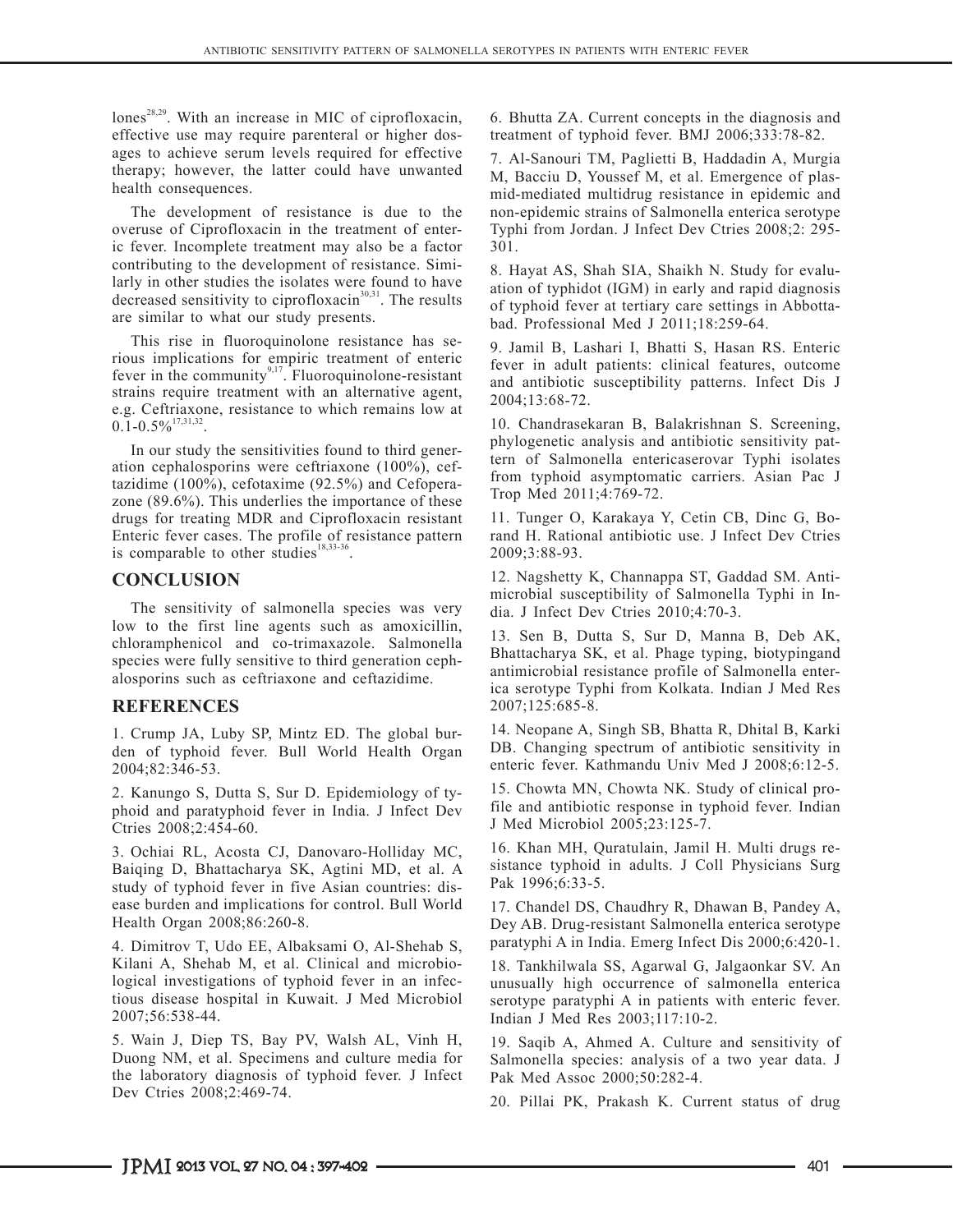lones[28,29]. With an increase in MIC of ciprofloxacin, effective use may require parenteral or higher dosages to achieve serum levels required for effective therapy; however, the latter could have unwanted health consequences.

The development of resistance is due to the overuse of Ciprofloxacin in the treatment of enteric fever. Incomplete treatment may also be a factor contributing to the development of resistance. Similarly in other studies the isolates were found to have decreased sensitivity to ciprofloxacin[30,31]. The results are similar to what our study presents.

This rise in fluoroquinolone resistance has serious implications for empiric treatment of enteric fever in the community[9,17]. Fluoroquinolone-resistant strains require treatment with an alternative agent, e.g. Ceftriaxone, resistance to which remains low at 0.1-0.5%[17,31,32].

In our study the sensitivities found to third generation cephalosporins were ceftriaxone (100%), ceftazidime (100%), cefotaxime (92.5%) and Cefoperazone (89.6%). This underlies the importance of these drugs for treating MDR and Ciprofloxacin resistant Enteric fever cases. The profile of resistance pattern is comparable to other studies[18,33-36].

## CONCLUSION

The sensitivity of salmonella species was very low to the first line agents such as amoxicillin, chloramphenicol and co-trimaxazole. Salmonella species were fully sensitive to third generation cephalosporins such as ceftriaxone and ceftazidime.

## REFERENCES

1. Crump JA, Luby SP, Mintz ED. The global burden of typhoid fever. Bull World Health Organ 2004;82:346-53.

2. Kanungo S, Dutta S, Sur D. Epidemiology of typhoid and paratyphoid fever in India. J Infect Dev Ctries 2008;2:454-60.

3. Ochiai RL, Acosta CJ, Danovaro-Holliday MC, Baiqing D, Bhattacharya SK, Agtini MD, et al. A study of typhoid fever in five Asian countries: disease burden and implications for control. Bull World Health Organ 2008;86:260-8.

4. Dimitrov T, Udo EE, Albaksami O, Al-Shehab S, Kilani A, Shehab M, et al. Clinical and microbiological investigations of typhoid fever in an infectious disease hospital in Kuwait. J Med Microbiol 2007;56:538-44.

5. Wain J, Diep TS, Bay PV, Walsh AL, Vinh H, Duong NM, et al. Specimens and culture media for the laboratory diagnosis of typhoid fever. J Infect Dev Ctries 2008;2:469-74.

6. Bhutta ZA. Current concepts in the diagnosis and treatment of typhoid fever. BMJ 2006;333:78-82.

7. Al-Sanouri TM, Paglietti B, Haddadin A, Murgia M, Bacciu D, Youssef M, et al. Emergence of plasmid-mediated multidrug resistance in epidemic and non-epidemic strains of Salmonella enterica serotype Typhi from Jordan. J Infect Dev Ctries 2008;2: 295-301.

8. Hayat AS, Shah SIA, Shaikh N. Study for evaluation of typhidot (IGM) in early and rapid diagnosis of typhoid fever at tertiary care settings in Abbottabad. Professional Med J 2011;18:259-64.

9. Jamil B, Lashari I, Bhatti S, Hasan RS. Enteric fever in adult patients: clinical features, outcome and antibiotic susceptibility patterns. Infect Dis J 2004;13:68-72.

10. Chandrasekaran B, Balakrishnan S. Screening, phylogenetic analysis and antibiotic sensitivity pattern of Salmonella entericaserovar Typhi isolates from typhoid asymptomatic carriers. Asian Pac J Trop Med 2011;4:769-72.

11. Tunger O, Karakaya Y, Cetin CB, Dinc G, Borand H. Rational antibiotic use. J Infect Dev Ctries 2009;3:88-93.

12. Nagshetty K, Channappa ST, Gaddad SM. Antimicrobial susceptibility of Salmonella Typhi in India. J Infect Dev Ctries 2010;4:70-3.

13. Sen B, Dutta S, Sur D, Manna B, Deb AK, Bhattacharya SK, et al. Phage typing, biotypingand antimicrobial resistance profile of Salmonella enterica serotype Typhi from Kolkata. Indian J Med Res 2007;125:685-8.

14. Neopane A, Singh SB, Bhatta R, Dhital B, Karki DB. Changing spectrum of antibiotic sensitivity in enteric fever. Kathmandu Univ Med J 2008;6:12-5.

15. Chowta MN, Chowta NK. Study of clinical profile and antibiotic response in typhoid fever. Indian J Med Microbiol 2005;23:125-7.

16. Khan MH, Quratulain, Jamil H. Multi drugs resistance typhoid in adults. J Coll Physicians Surg Pak 1996;6:33-5.

17. Chandel DS, Chaudhry R, Dhawan B, Pandey A, Dey AB. Drug-resistant Salmonella enterica serotype paratyphi A in India. Emerg Infect Dis 2000;6:420-1.

18. Tankhilwala SS, Agarwal G, Jalgaonkar SV. An unusually high occurrence of salmonella enterica serotype paratyphi A in patients with enteric fever. Indian J Med Res 2003;117:10-2.

19. Saqib A, Ahmed A. Culture and sensitivity of Salmonella species: analysis of a two year data. J Pak Med Assoc 2000;50:282-4.

20. Pillai PK, Prakash K. Current status of drug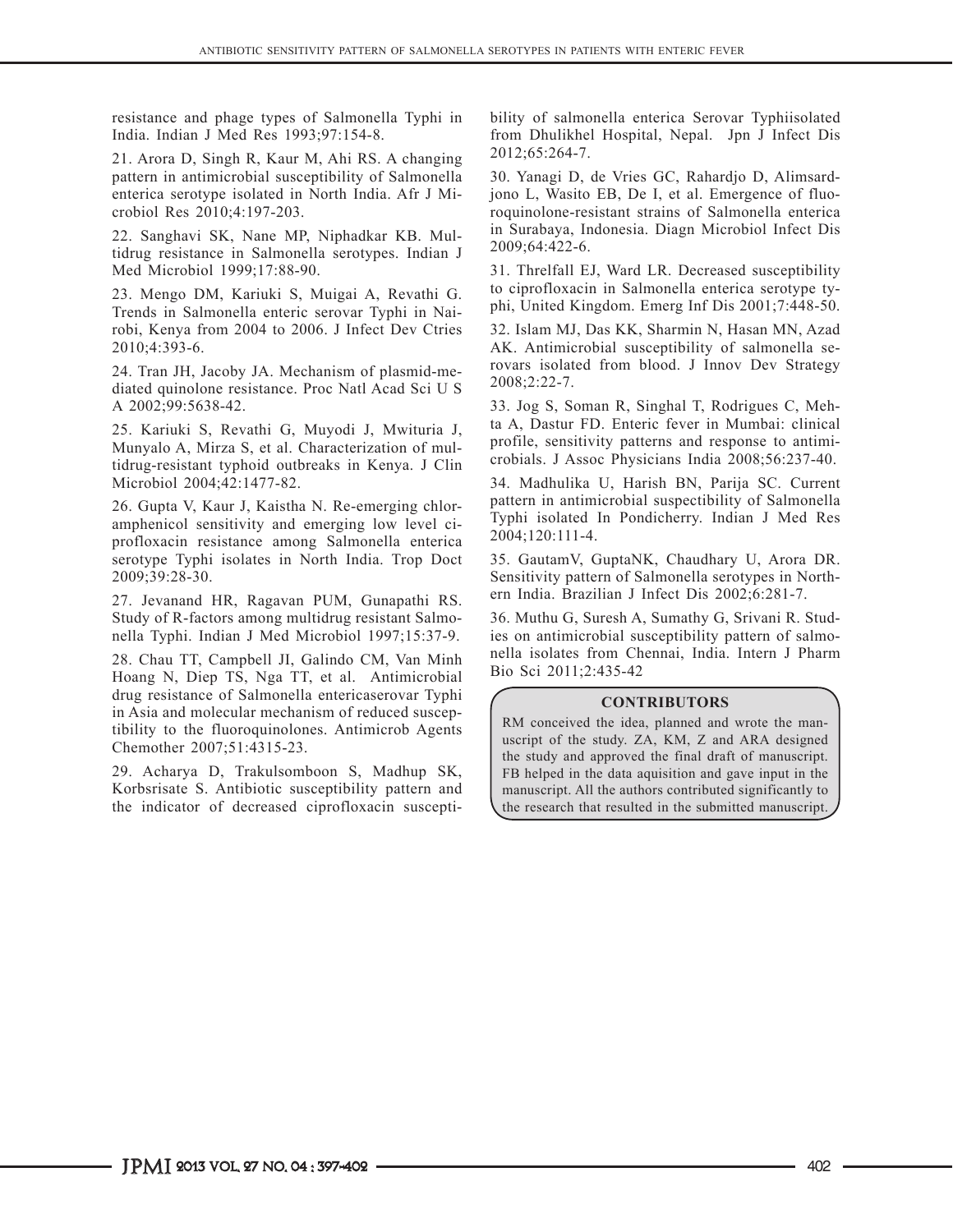resistance and phage types of Salmonella Typhi in India. Indian J Med Res 1993;97:154-8.

21. Arora D, Singh R, Kaur M, Ahi RS. A changing pattern in antimicrobial susceptibility of Salmonella enterica serotype isolated in North India. Afr J Microbiol Res 2010;4:197-203.

22. Sanghavi SK, Nane MP, Niphadkar KB. Multidrug resistance in Salmonella serotypes. Indian J Med Microbiol 1999;17:88-90.

23. Mengo DM, Kariuki S, Muigai A, Revathi G. Trends in Salmonella enteric serovar Typhi in Nairobi, Kenya from 2004 to 2006. J Infect Dev Ctries 2010;4:393-6.

24. Tran JH, Jacoby JA. Mechanism of plasmid-mediated quinolone resistance. Proc Natl Acad Sci U S A 2002;99:5638-42.

25. Kariuki S, Revathi G, Muyodi J, Mwituria J, Munyalo A, Mirza S, et al. Characterization of multidrug-resistant typhoid outbreaks in Kenya. J Clin Microbiol 2004;42:1477-82.

26. Gupta V, Kaur J, Kaistha N. Re-emerging chloramphenicol sensitivity and emerging low level ciprofloxacin resistance among Salmonella enterica serotype Typhi isolates in North India. Trop Doct 2009;39:28-30.

27. Jevanand HR, Ragavan PUM, Gunapathi RS. Study of R-factors among multidrug resistant Salmonella Typhi. Indian J Med Microbiol 1997;15:37-9.

28. Chau TT, Campbell JI, Galindo CM, Van Minh Hoang N, Diep TS, Nga TT, et al. Antimicrobial drug resistance of Salmonella entericaserovar Typhi in Asia and molecular mechanism of reduced susceptibility to the fluoroquinolones. Antimicrob Agents Chemother 2007;51:4315-23.

29. Acharya D, Trakulsomboon S, Madhup SK, Korbsrisate S. Antibiotic susceptibility pattern and the indicator of decreased ciprofloxacin susceptibility of salmonella enterica Serovar Typhiisolated from Dhulikhel Hospital, Nepal. Jpn J Infect Dis 2012;65:264-7.

30. Yanagi D, de Vries GC, Rahardjo D, Alimsardjono L, Wasito EB, De I, et al. Emergence of fluoroquinolone-resistant strains of Salmonella enterica in Surabaya, Indonesia. Diagn Microbiol Infect Dis 2009;64:422-6.

31. Threlfall EJ, Ward LR. Decreased susceptibility to ciprofloxacin in Salmonella enterica serotype typhi, United Kingdom. Emerg Inf Dis 2001;7:448-50.

32. Islam MJ, Das KK, Sharmin N, Hasan MN, Azad AK. Antimicrobial susceptibility of salmonella serovars isolated from blood. J Innov Dev Strategy 2008;2:22-7.

33. Jog S, Soman R, Singhal T, Rodrigues C, Mehta A, Dastur FD. Enteric fever in Mumbai: clinical profile, sensitivity patterns and response to antimicrobials. J Assoc Physicians India 2008;56:237-40.

34. Madhulika U, Harish BN, Parija SC. Current pattern in antimicrobial suspectibility of Salmonella Typhi isolated In Pondicherry. Indian J Med Res 2004;120:111-4.

35. GautamV, GuptaNK, Chaudhary U, Arora DR. Sensitivity pattern of Salmonella serotypes in Northern India. Brazilian J Infect Dis 2002;6:281-7.

36. Muthu G, Suresh A, Sumathy G, Srivani R. Studies on antimicrobial susceptibility pattern of salmonella isolates from Chennai, India. Intern J Pharm Bio Sci 2011;2:435-42

## CONTRIBUTORS

RM conceived the idea, planned and wrote the manuscript of the study. ZA, KM, Z and ARA designed the study and approved the final draft of manuscript. FB helped in the data aquisition and gave input in the manuscript. All the authors contributed significantly to the research that resulted in the submitted manuscript.